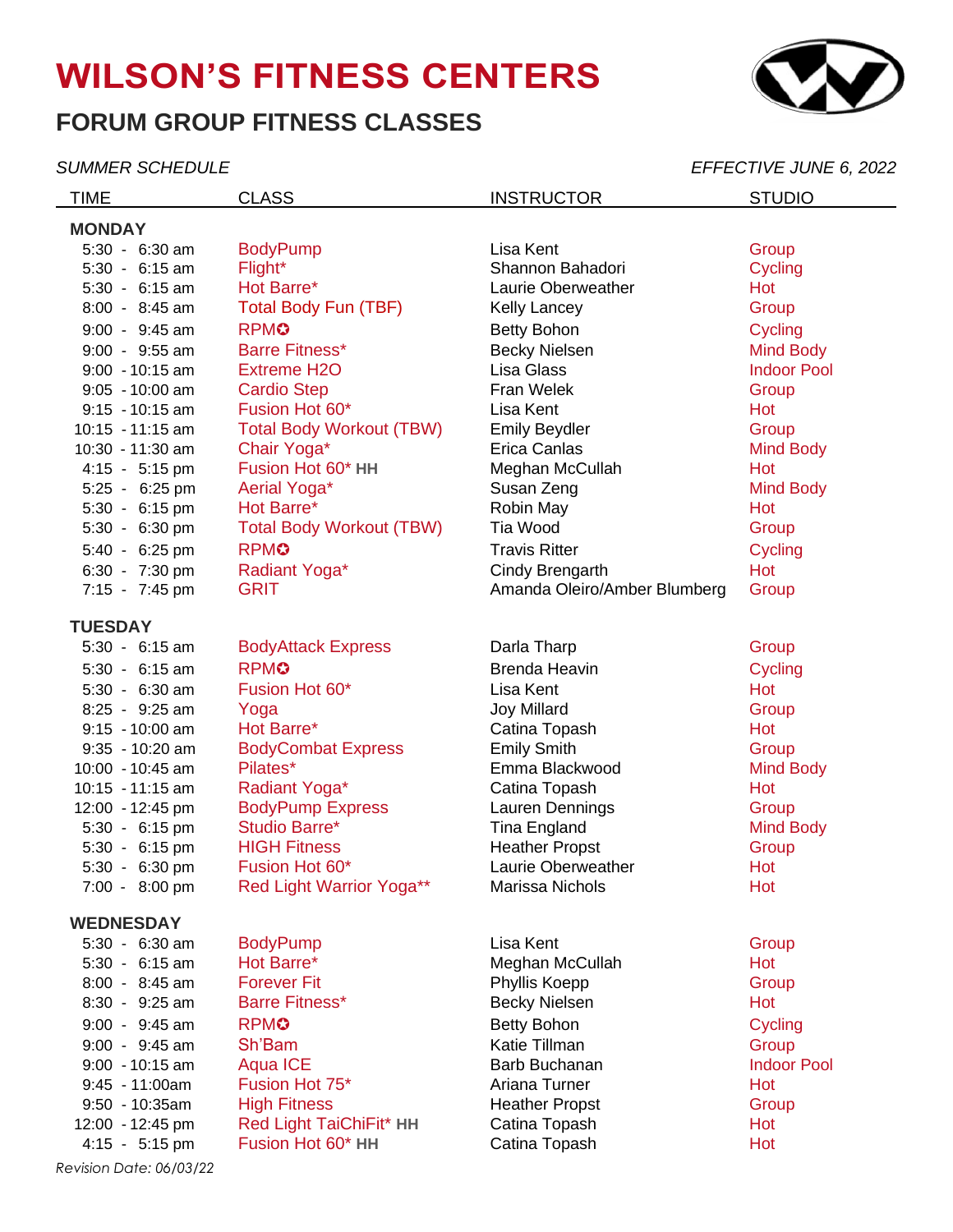# WILSON'S FITNESS CENTERS

## FORUM GROUP FITNESS CLASSES

*SUMMER SCHEDULE* *EFFECTIVE JUNE 6, 2022*

| TIME | CLASS | INSTRUCTOR | STUDIO |
|---|---|---|---|
| **MONDAY** | | | |
| 5:30 - 6:30 am | BodyPump | Lisa Kent | Group |
| 5:30 - 6:15 am | Flight* | Shannon Bahadori | Cycling |
| 5:30 - 6:15 am | Hot Barre* | Laurie Oberweather | Hot |
| 8:00 - 8:45 am | Total Body Fun (TBF) | Kelly Lancey | Group |
| 9:00 - 9:45 am | RPM✪ | Betty Bohon | Cycling |
| 9:00 - 9:55 am | Barre Fitness* | Becky Nielsen | Mind Body |
| 9:00 - 10:15 am | Extreme H2O | Lisa Glass | Indoor Pool |
| 9:05 - 10:00 am | Cardio Step | Fran Welek | Group |
| 9:15 - 10:15 am | Fusion Hot 60* | Lisa Kent | Hot |
| 10:15 - 11:15 am | Total Body Workout (TBW) | Emily Beydler | Group |
| 10:30 - 11:30 am | Chair Yoga* | Erica Canlas | Mind Body |
| 4:15 - 5:15 pm | Fusion Hot 60* HH | Meghan McCullah | Hot |
| 5:25 - 6:25 pm | Aerial Yoga* | Susan Zeng | Mind Body |
| 5:30 - 6:15 pm | Hot Barre* | Robin May | Hot |
| 5:30 - 6:30 pm | Total Body Workout (TBW) | Tia Wood | Group |
| 5:40 - 6:25 pm | RPM✪ | Travis Ritter | Cycling |
| 6:30 - 7:30 pm | Radiant Yoga* | Cindy Brengarth | Hot |
| 7:15 - 7:45 pm | GRIT | Amanda Oleiro/Amber Blumberg | Group |
| **TUESDAY** | | | |
| 5:30 - 6:15 am | BodyAttack Express | Darla Tharp | Group |
| 5:30 - 6:15 am | RPM✪ | Brenda Heavin | Cycling |
| 5:30 - 6:30 am | Fusion Hot 60* | Lisa Kent | Hot |
| 8:25 - 9:25 am | Yoga | Joy Millard | Group |
| 9:15 - 10:00 am | Hot Barre* | Catina Topash | Hot |
| 9:35 - 10:20 am | BodyCombat Express | Emily Smith | Group |
| 10:00 - 10:45 am | Pilates* | Emma Blackwood | Mind Body |
| 10:15 - 11:15 am | Radiant Yoga* | Catina Topash | Hot |
| 12:00 - 12:45 pm | BodyPump Express | Lauren Dennings | Group |
| 5:30 - 6:15 pm | Studio Barre* | Tina England | Mind Body |
| 5:30 - 6:15 pm | HIGH Fitness | Heather Propst | Group |
| 5:30 - 6:30 pm | Fusion Hot 60* | Laurie Oberweather | Hot |
| 7:00 - 8:00 pm | Red Light Warrior Yoga** | Marissa Nichols | Hot |
| **WEDNESDAY** | | | |
| 5:30 - 6:30 am | BodyPump | Lisa Kent | Group |
| 5:30 - 6:15 am | Hot Barre* | Meghan McCullah | Hot |
| 8:00 - 8:45 am | Forever Fit | Phyllis Koepp | Group |
| 8:30 - 9:25 am | Barre Fitness* | Becky Nielsen | Hot |
| 9:00 - 9:45 am | RPM✪ | Betty Bohon | Cycling |
| 9:00 - 9:45 am | Sh'Bam | Katie Tillman | Group |
| 9:00 - 10:15 am | Aqua ICE | Barb Buchanan | Indoor Pool |
| 9:45 - 11:00am | Fusion Hot 75* | Ariana Turner | Hot |
| 9:50 - 10:35am | High Fitness | Heather Propst | Group |
| 12:00 - 12:45 pm | Red Light TaiChiFit* HH | Catina Topash | Hot |
| 4:15 - 5:15 pm | Fusion Hot 60* HH | Catina Topash | Hot |

*Revision Date: 06/03/22*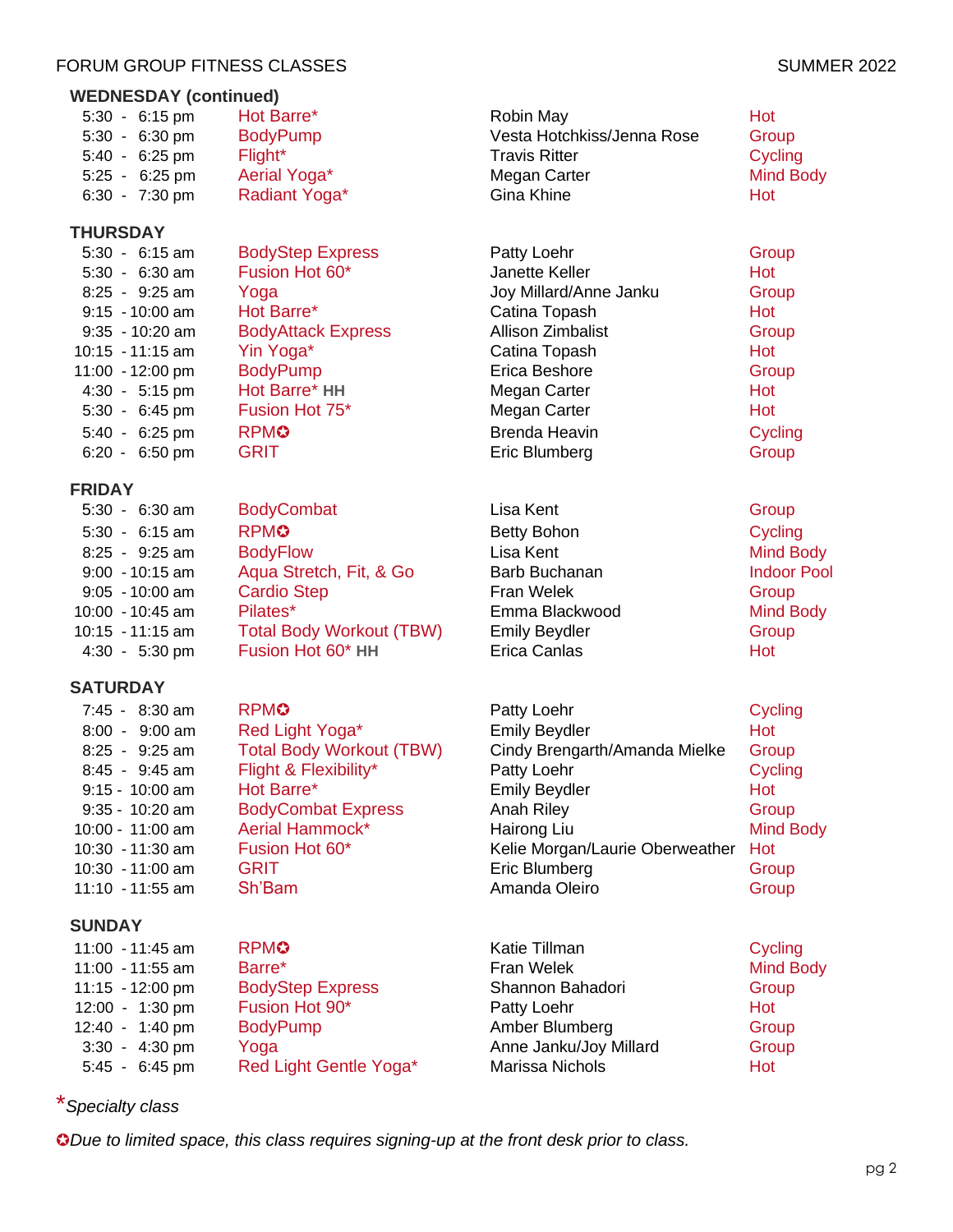FORUM GROUP FITNESS CLASSES — SUMMER 2022

## WEDNESDAY (continued)

| Time | Class | Instructor | Location |
|---|---|---|---|
| 5:30 - 6:15 pm | Hot Barre* | Robin May | Hot |
| 5:30 - 6:30 pm | BodyPump | Vesta Hotchkiss/Jenna Rose | Group |
| 5:40 - 6:25 pm | Flight* | Travis Ritter | Cycling |
| 5:25 - 6:25 pm | Aerial Yoga* | Megan Carter | Mind Body |
| 6:30 - 7:30 pm | Radiant Yoga* | Gina Khine | Hot |

## THURSDAY

| Time | Class | Instructor | Location |
|---|---|---|---|
| 5:30 - 6:15 am | BodyStep Express | Patty Loehr | Group |
| 5:30 - 6:30 am | Fusion Hot 60* | Janette Keller | Hot |
| 8:25 - 9:25 am | Yoga | Joy Millard/Anne Janku | Group |
| 9:15 - 10:00 am | Hot Barre* | Catina Topash | Hot |
| 9:35 - 10:20 am | BodyAttack Express | Allison Zimbalist | Group |
| 10:15 - 11:15 am | Yin Yoga* | Catina Topash | Hot |
| 11:00 - 12:00 pm | BodyPump | Erica Beshore | Group |
| 4:30 - 5:15 pm | Hot Barre* **HH** | Megan Carter | Hot |
| 5:30 - 6:45 pm | Fusion Hot 75* | Megan Carter | Hot |
| 5:40 - 6:25 pm | RPM✪ | Brenda Heavin | Cycling |
| 6:20 - 6:50 pm | GRIT | Eric Blumberg | Group |

## FRIDAY

| Time | Class | Instructor | Location |
|---|---|---|---|
| 5:30 - 6:30 am | BodyCombat | Lisa Kent | Group |
| 5:30 - 6:15 am | RPM✪ | Betty Bohon | Cycling |
| 8:25 - 9:25 am | BodyFlow | Lisa Kent | Mind Body |
| 9:00 - 10:15 am | Aqua Stretch, Fit, & Go | Barb Buchanan | Indoor Pool |
| 9:05 - 10:00 am | Cardio Step | Fran Welek | Group |
| 10:00 - 10:45 am | Pilates* | Emma Blackwood | Mind Body |
| 10:15 - 11:15 am | Total Body Workout (TBW) | Emily Beydler | Group |
| 4:30 - 5:30 pm | Fusion Hot 60* **HH** | Erica Canlas | Hot |

## SATURDAY

| Time | Class | Instructor | Location |
|---|---|---|---|
| 7:45 - 8:30 am | RPM✪ | Patty Loehr | Cycling |
| 8:00 - 9:00 am | Red Light Yoga* | Emily Beydler | Hot |
| 8:25 - 9:25 am | Total Body Workout (TBW) | Cindy Brengarth/Amanda Mielke | Group |
| 8:45 - 9:45 am | Flight & Flexibility* | Patty Loehr | Cycling |
| 9:15 - 10:00 am | Hot Barre* | Emily Beydler | Hot |
| 9:35 - 10:20 am | BodyCombat Express | Anah Riley | Group |
| 10:00 - 11:00 am | Aerial Hammock* | Hairong Liu | Mind Body |
| 10:30 - 11:30 am | Fusion Hot 60* | Kelie Morgan/Laurie Oberweather | Hot |
| 10:30 - 11:00 am | GRIT | Eric Blumberg | Group |
| 11:10 - 11:55 am | Sh'Bam | Amanda Oleiro | Group |

## SUNDAY

| Time | Class | Instructor | Location |
|---|---|---|---|
| 11:00 - 11:45 am | RPM✪ | Katie Tillman | Cycling |
| 11:00 - 11:55 am | Barre* | Fran Welek | Mind Body |
| 11:15 - 12:00 pm | BodyStep Express | Shannon Bahadori | Group |
| 12:00 - 1:30 pm | Fusion Hot 90* | Patty Loehr | Hot |
| 12:40 - 1:40 pm | BodyPump | Amber Blumberg | Group |
| 3:30 - 4:30 pm | Yoga | Anne Janku/Joy Millard | Group |
| 5:45 - 6:45 pm | Red Light Gentle Yoga* | Marissa Nichols | Hot |

**\*** *Specialty class*

✪*Due to limited space, this class requires signing-up at the front desk prior to class.*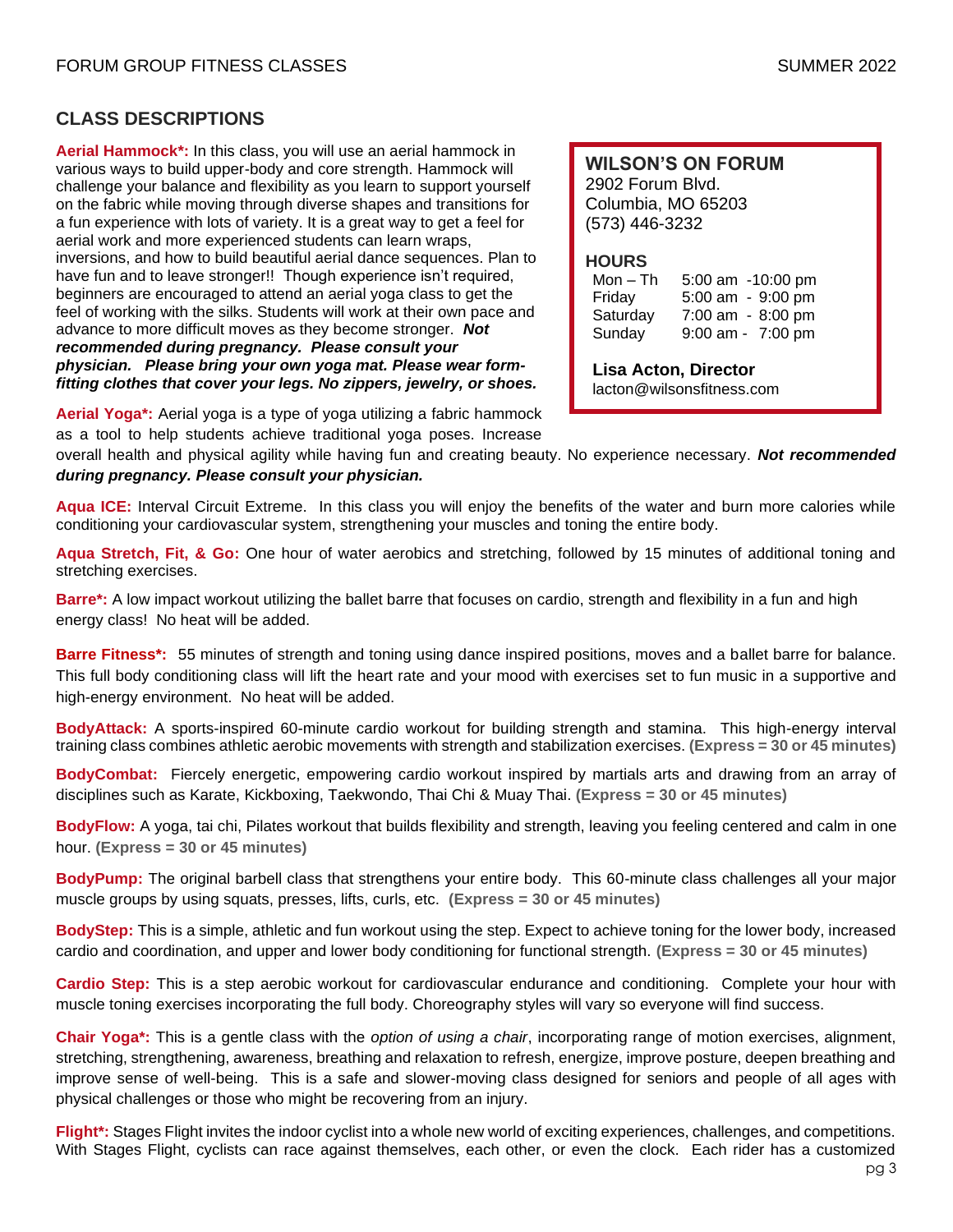## CLASS DESCRIPTIONS

**WILSON'S ON FORUM**
2902 Forum Blvd.
Columbia, MO 65203
(573) 446-3232

**HOURS**

| | |
|---|---|
| Mon – Th | 5:00 am -10:00 pm |
| Friday | 5:00 am - 9:00 pm |
| Saturday | 7:00 am - 8:00 pm |
| Sunday | 9:00 am - 7:00 pm |

**Lisa Acton, Director**
lacton@wilsonsfitness.com

**Aerial Hammock*:** In this class, you will use an aerial hammock in various ways to build upper-body and core strength. Hammock will challenge your balance and flexibility as you learn to support yourself on the fabric while moving through diverse shapes and transitions for a fun experience with lots of variety. It is a great way to get a feel for aerial work and more experienced students can learn wraps, inversions, and how to build beautiful aerial dance sequences. Plan to have fun and to leave stronger!! Though experience isn't required, beginners are encouraged to attend an aerial yoga class to get the feel of working with the silks. Students will work at their own pace and advance to more difficult moves as they become stronger. ***Not recommended during pregnancy. Please consult your physician. Please bring your own yoga mat. Please wear form-fitting clothes that cover your legs. No zippers, jewelry, or shoes.***

**Aerial Yoga*:** Aerial yoga is a type of yoga utilizing a fabric hammock as a tool to help students achieve traditional yoga poses. Increase overall health and physical agility while having fun and creating beauty. No experience necessary. ***Not recommended during pregnancy. Please consult your physician.***

**Aqua ICE:** Interval Circuit Extreme. In this class you will enjoy the benefits of the water and burn more calories while conditioning your cardiovascular system, strengthening your muscles and toning the entire body.

**Aqua Stretch, Fit, & Go:** One hour of water aerobics and stretching, followed by 15 minutes of additional toning and stretching exercises.

**Barre*:** A low impact workout utilizing the ballet barre that focuses on cardio, strength and flexibility in a fun and high energy class! No heat will be added.

**Barre Fitness*:** 55 minutes of strength and toning using dance inspired positions, moves and a ballet barre for balance. This full body conditioning class will lift the heart rate and your mood with exercises set to fun music in a supportive and high-energy environment. No heat will be added.

**BodyAttack:** A sports-inspired 60-minute cardio workout for building strength and stamina. This high-energy interval training class combines athletic aerobic movements with strength and stabilization exercises. **(Express = 30 or 45 minutes)**

**BodyCombat:** Fiercely energetic, empowering cardio workout inspired by martials arts and drawing from an array of disciplines such as Karate, Kickboxing, Taekwondo, Thai Chi & Muay Thai. **(Express = 30 or 45 minutes)**

**BodyFlow:** A yoga, tai chi, Pilates workout that builds flexibility and strength, leaving you feeling centered and calm in one hour. **(Express = 30 or 45 minutes)**

**BodyPump:** The original barbell class that strengthens your entire body. This 60-minute class challenges all your major muscle groups by using squats, presses, lifts, curls, etc. **(Express = 30 or 45 minutes)**

**BodyStep:** This is a simple, athletic and fun workout using the step. Expect to achieve toning for the lower body, increased cardio and coordination, and upper and lower body conditioning for functional strength. **(Express = 30 or 45 minutes)**

**Cardio Step:** This is a step aerobic workout for cardiovascular endurance and conditioning. Complete your hour with muscle toning exercises incorporating the full body. Choreography styles will vary so everyone will find success.

**Chair Yoga*:** This is a gentle class with the *option of using a chair*, incorporating range of motion exercises, alignment, stretching, strengthening, awareness, breathing and relaxation to refresh, energize, improve posture, deepen breathing and improve sense of well-being. This is a safe and slower-moving class designed for seniors and people of all ages with physical challenges or those who might be recovering from an injury.

**Flight*:** Stages Flight invites the indoor cyclist into a whole new world of exciting experiences, challenges, and competitions. With Stages Flight, cyclists can race against themselves, each other, or even the clock. Each rider has a customized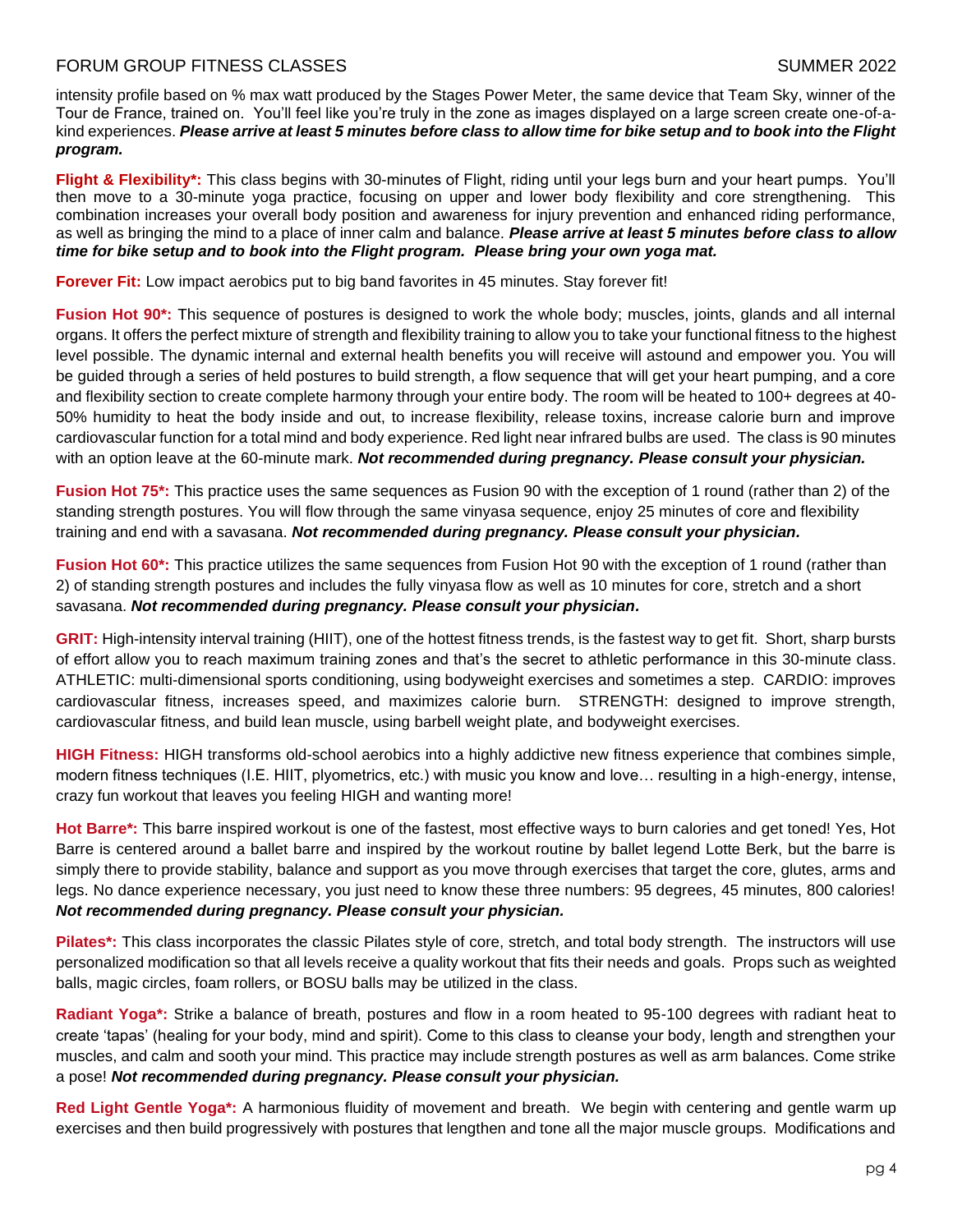intensity profile based on % max watt produced by the Stages Power Meter, the same device that Team Sky, winner of the Tour de France, trained on. You'll feel like you're truly in the zone as images displayed on a large screen create one-of-a-kind experiences. ***Please arrive at least 5 minutes before class to allow time for bike setup and to book into the Flight program.***

**Flight & Flexibility*:** This class begins with 30-minutes of Flight, riding until your legs burn and your heart pumps. You'll then move to a 30-minute yoga practice, focusing on upper and lower body flexibility and core strengthening. This combination increases your overall body position and awareness for injury prevention and enhanced riding performance, as well as bringing the mind to a place of inner calm and balance. ***Please arrive at least 5 minutes before class to allow time for bike setup and to book into the Flight program. Please bring your own yoga mat.***

**Forever Fit:** Low impact aerobics put to big band favorites in 45 minutes. Stay forever fit!

**Fusion Hot 90*:** This sequence of postures is designed to work the whole body; muscles, joints, glands and all internal organs. It offers the perfect mixture of strength and flexibility training to allow you to take your functional fitness to the highest level possible. The dynamic internal and external health benefits you will receive will astound and empower you. You will be guided through a series of held postures to build strength, a flow sequence that will get your heart pumping, and a core and flexibility section to create complete harmony through your entire body. The room will be heated to 100+ degrees at 40-50% humidity to heat the body inside and out, to increase flexibility, release toxins, increase calorie burn and improve cardiovascular function for a total mind and body experience. Red light near infrared bulbs are used. The class is 90 minutes with an option leave at the 60-minute mark. ***Not recommended during pregnancy. Please consult your physician.***

**Fusion Hot 75*:** This practice uses the same sequences as Fusion 90 with the exception of 1 round (rather than 2) of the standing strength postures. You will flow through the same vinyasa sequence, enjoy 25 minutes of core and flexibility training and end with a savasana. ***Not recommended during pregnancy. Please consult your physician.***

**Fusion Hot 60*:** This practice utilizes the same sequences from Fusion Hot 90 with the exception of 1 round (rather than 2) of standing strength postures and includes the fully vinyasa flow as well as 10 minutes for core, stretch and a short savasana. ***Not recommended during pregnancy. Please consult your physician.***

**GRIT:** High-intensity interval training (HIIT), one of the hottest fitness trends, is the fastest way to get fit. Short, sharp bursts of effort allow you to reach maximum training zones and that's the secret to athletic performance in this 30-minute class. ATHLETIC: multi-dimensional sports conditioning, using bodyweight exercises and sometimes a step. CARDIO: improves cardiovascular fitness, increases speed, and maximizes calorie burn. STRENGTH: designed to improve strength, cardiovascular fitness, and build lean muscle, using barbell weight plate, and bodyweight exercises.

**HIGH Fitness:** HIGH transforms old-school aerobics into a highly addictive new fitness experience that combines simple, modern fitness techniques (I.E. HIIT, plyometrics, etc.) with music you know and love… resulting in a high-energy, intense, crazy fun workout that leaves you feeling HIGH and wanting more!

**Hot Barre*:** This barre inspired workout is one of the fastest, most effective ways to burn calories and get toned! Yes, Hot Barre is centered around a ballet barre and inspired by the workout routine by ballet legend Lotte Berk, but the barre is simply there to provide stability, balance and support as you move through exercises that target the core, glutes, arms and legs. No dance experience necessary, you just need to know these three numbers: 95 degrees, 45 minutes, 800 calories! ***Not recommended during pregnancy. Please consult your physician.***

**Pilates*:** This class incorporates the classic Pilates style of core, stretch, and total body strength. The instructors will use personalized modification so that all levels receive a quality workout that fits their needs and goals. Props such as weighted balls, magic circles, foam rollers, or BOSU balls may be utilized in the class.

**Radiant Yoga*:** Strike a balance of breath, postures and flow in a room heated to 95-100 degrees with radiant heat to create 'tapas' (healing for your body, mind and spirit). Come to this class to cleanse your body, length and strengthen your muscles, and calm and sooth your mind. This practice may include strength postures as well as arm balances. Come strike a pose! ***Not recommended during pregnancy. Please consult your physician.***

**Red Light Gentle Yoga*:** A harmonious fluidity of movement and breath. We begin with centering and gentle warm up exercises and then build progressively with postures that lengthen and tone all the major muscle groups. Modifications and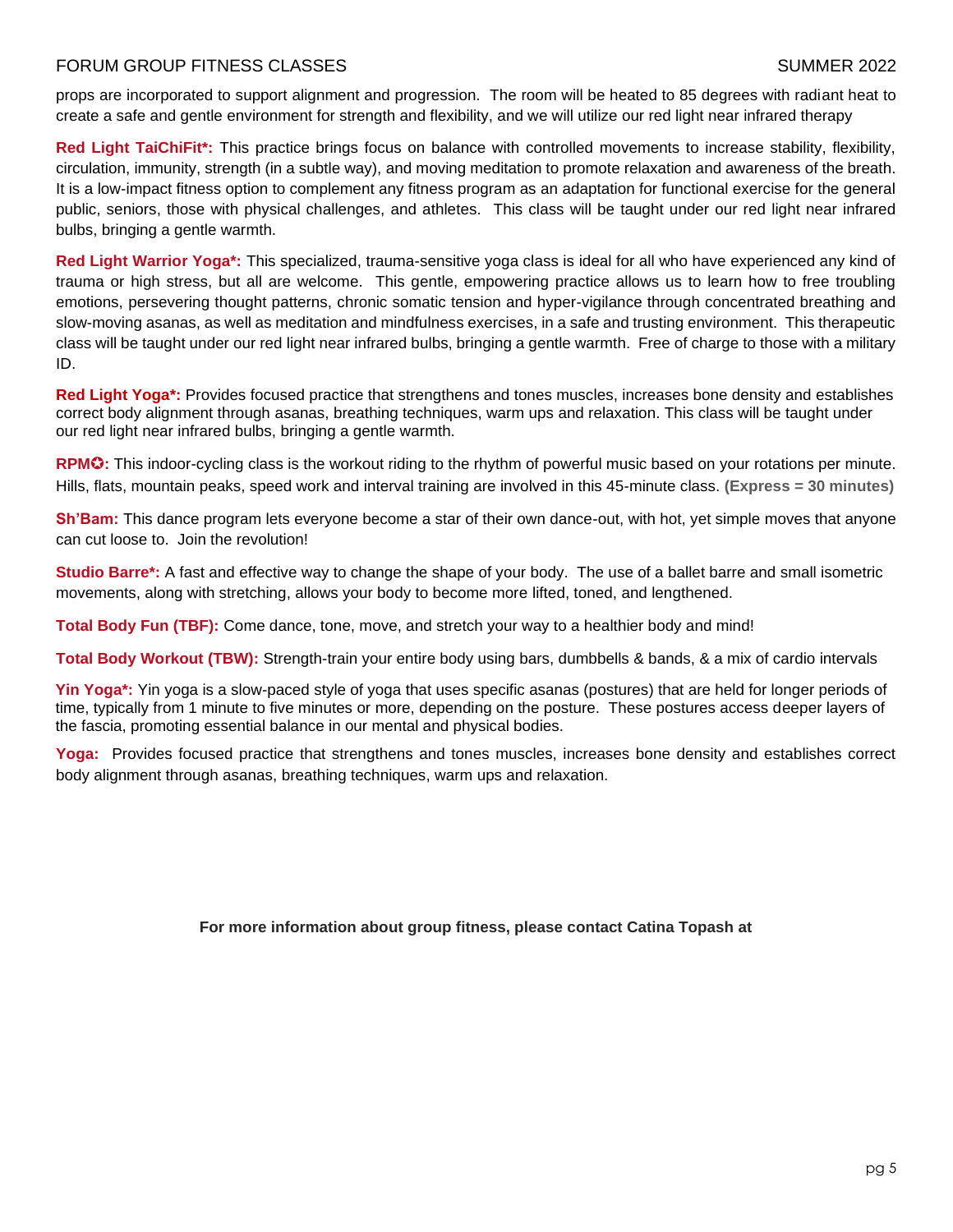props are incorporated to support alignment and progression. The room will be heated to 85 degrees with radiant heat to create a safe and gentle environment for strength and flexibility, and we will utilize our red light near infrared therapy

**Red Light TaiChiFit*:** This practice brings focus on balance with controlled movements to increase stability, flexibility, circulation, immunity, strength (in a subtle way), and moving meditation to promote relaxation and awareness of the breath. It is a low-impact fitness option to complement any fitness program as an adaptation for functional exercise for the general public, seniors, those with physical challenges, and athletes. This class will be taught under our red light near infrared bulbs, bringing a gentle warmth.

**Red Light Warrior Yoga*:** This specialized, trauma-sensitive yoga class is ideal for all who have experienced any kind of trauma or high stress, but all are welcome. This gentle, empowering practice allows us to learn how to free troubling emotions, persevering thought patterns, chronic somatic tension and hyper-vigilance through concentrated breathing and slow-moving asanas, as well as meditation and mindfulness exercises, in a safe and trusting environment. This therapeutic class will be taught under our red light near infrared bulbs, bringing a gentle warmth. Free of charge to those with a military ID.

**Red Light Yoga*:** Provides focused practice that strengthens and tones muscles, increases bone density and establishes correct body alignment through asanas, breathing techniques, warm ups and relaxation. This class will be taught under our red light near infrared bulbs, bringing a gentle warmth.

**RPM✪:** This indoor-cycling class is the workout riding to the rhythm of powerful music based on your rotations per minute. Hills, flats, mountain peaks, speed work and interval training are involved in this 45-minute class. **(Express = 30 minutes)**

**Sh'Bam:** This dance program lets everyone become a star of their own dance-out, with hot, yet simple moves that anyone can cut loose to. Join the revolution!

**Studio Barre*:** A fast and effective way to change the shape of your body. The use of a ballet barre and small isometric movements, along with stretching, allows your body to become more lifted, toned, and lengthened.

**Total Body Fun (TBF):** Come dance, tone, move, and stretch your way to a healthier body and mind!

**Total Body Workout (TBW):** Strength-train your entire body using bars, dumbbells & bands, & a mix of cardio intervals

**Yin Yoga*:** Yin yoga is a slow-paced style of yoga that uses specific asanas (postures) that are held for longer periods of time, typically from 1 minute to five minutes or more, depending on the posture. These postures access deeper layers of the fascia, promoting essential balance in our mental and physical bodies.

**Yoga:** Provides focused practice that strengthens and tones muscles, increases bone density and establishes correct body alignment through asanas, breathing techniques, warm ups and relaxation.

**For more information about group fitness, please contact Catina Topash at**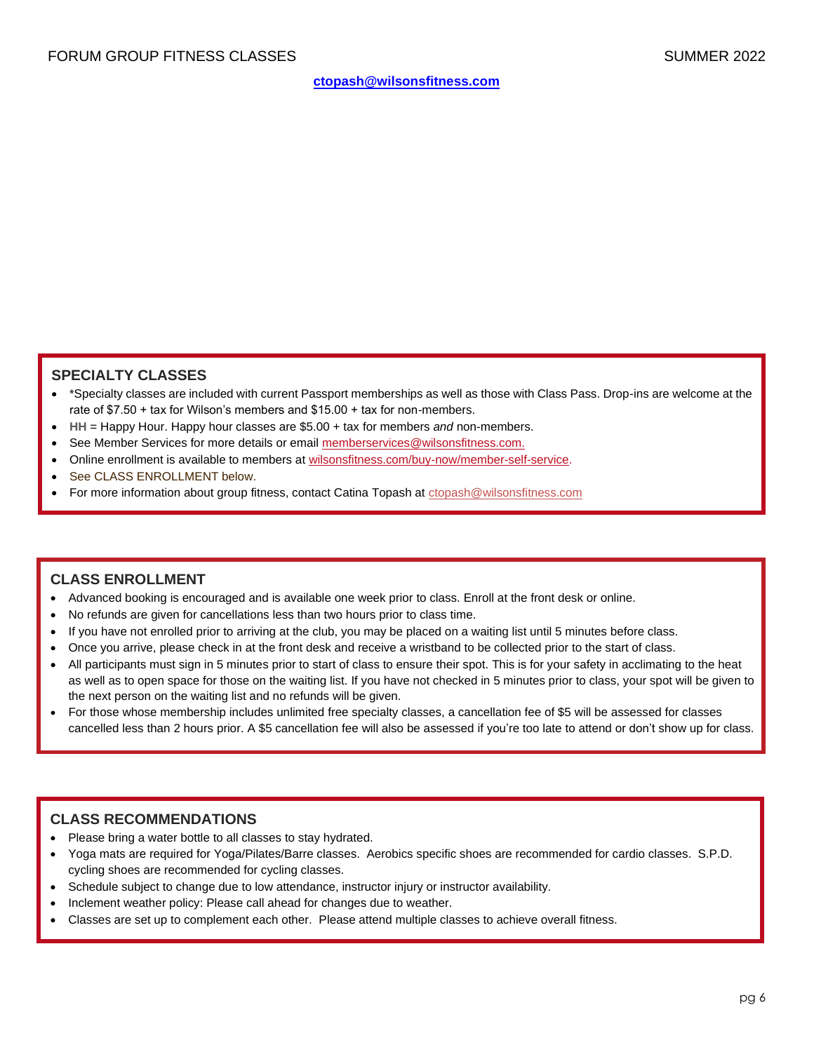ctopash@wilsonsfitness.com

## SPECIALTY CLASSES

- *Specialty classes are included with current Passport memberships as well as those with Class Pass. Drop-ins are welcome at the rate of $7.50 + tax for Wilson's members and $15.00 + tax for non-members.
- **HH** = Happy Hour. Happy hour classes are $5.00 + tax for members *and* non-members.
- See Member Services for more details or email memberservices@wilsonsfitness.com.
- Online enrollment is available to members at wilsonsfitness.com/buy-now/member-self-service.
- See CLASS ENROLLMENT below.
- For more information about group fitness, contact Catina Topash at ctopash@wilsonsfitness.com

## CLASS ENROLLMENT

- Advanced booking is encouraged and is available one week prior to class. Enroll at the front desk or online.
- No refunds are given for cancellations less than two hours prior to class time.
- If you have not enrolled prior to arriving at the club, you may be placed on a waiting list until 5 minutes before class.
- Once you arrive, please check in at the front desk and receive a wristband to be collected prior to the start of class.
- All participants must sign in 5 minutes prior to start of class to ensure their spot. This is for your safety in acclimating to the heat as well as to open space for those on the waiting list. If you have not checked in 5 minutes prior to class, your spot will be given to the next person on the waiting list and no refunds will be given.
- For those whose membership includes unlimited free specialty classes, a cancellation fee of $5 will be assessed for classes cancelled less than 2 hours prior. A $5 cancellation fee will also be assessed if you're too late to attend or don't show up for class.

## CLASS RECOMMENDATIONS

- Please bring a water bottle to all classes to stay hydrated.
- Yoga mats are required for Yoga/Pilates/Barre classes. Aerobics specific shoes are recommended for cardio classes. S.P.D. cycling shoes are recommended for cycling classes.
- Schedule subject to change due to low attendance, instructor injury or instructor availability.
- Inclement weather policy: Please call ahead for changes due to weather.
- Classes are set up to complement each other. Please attend multiple classes to achieve overall fitness.